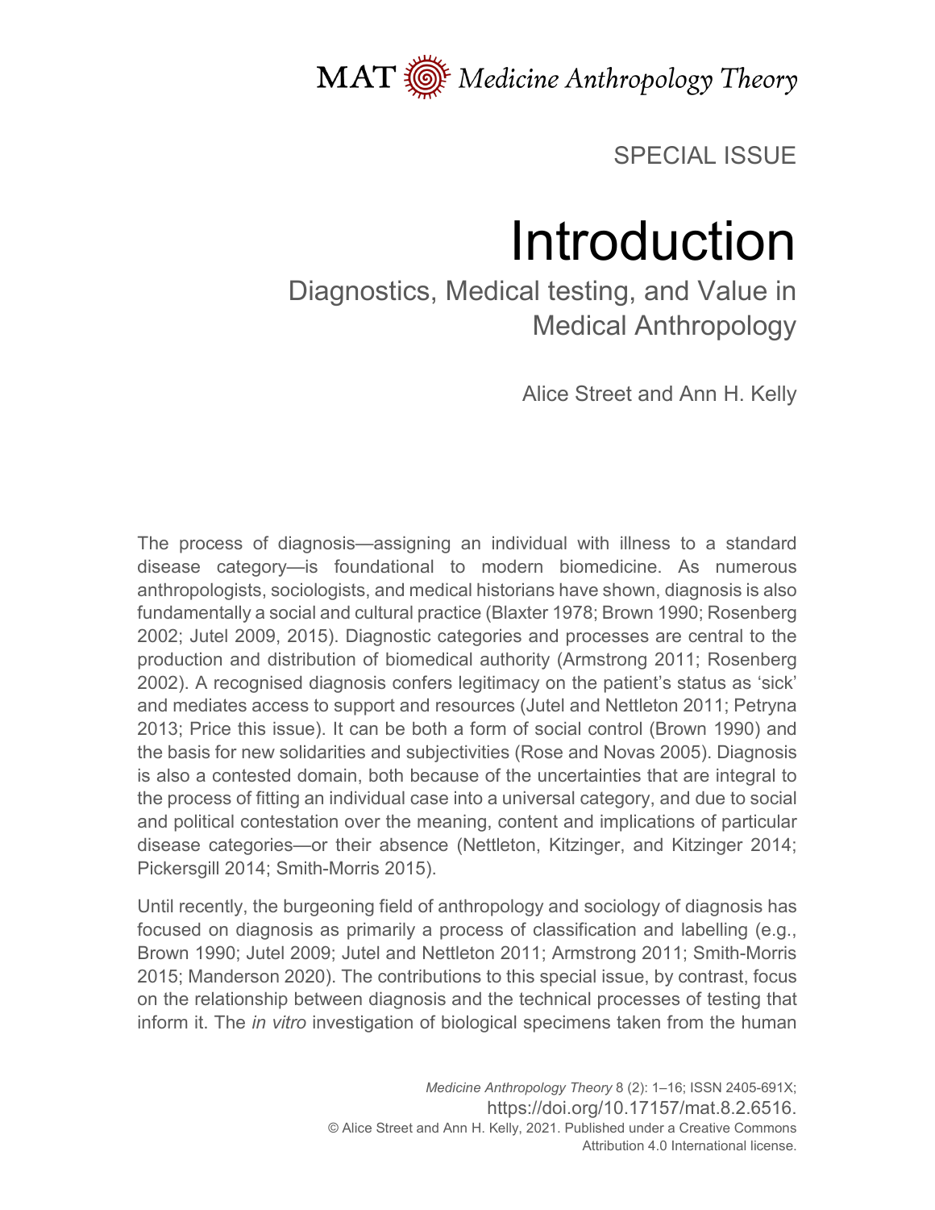MAT Medicine Anthropology Theory

SPECIAL ISSUE

# Introduction

## Diagnostics, Medical testing, and Value in Medical Anthropology

Alice Street and Ann H. Kelly

The process of diagnosis—assigning an individual with illness to a standard disease category—is foundational to modern biomedicine. As numerous anthropologists, sociologists, and medical historians have shown, diagnosis is also fundamentally a social and cultural practice (Blaxter 1978; Brown 1990; Rosenberg 2002; Jutel 2009, 2015). Diagnostic categories and processes are central to the production and distribution of biomedical authority (Armstrong 2011; Rosenberg 2002). A recognised diagnosis confers legitimacy on the patient's status as 'sick' and mediates access to support and resources (Jutel and Nettleton 2011; Petryna 2013; Price this issue). It can be both a form of social control (Brown 1990) and the basis for new solidarities and subjectivities (Rose and Novas 2005). Diagnosis is also a contested domain, both because of the uncertainties that are integral to the process of fitting an individual case into a universal category, and due to social and political contestation over the meaning, content and implications of particular disease categories—or their absence (Nettleton, Kitzinger, and Kitzinger 2014; Pickersgill 2014; Smith-Morris 2015).

Until recently, the burgeoning field of anthropology and sociology of diagnosis has focused on diagnosis as primarily a process of classification and labelling (e.g., Brown 1990; Jutel 2009; Jutel and Nettleton 2011; Armstrong 2011; Smith-Morris 2015; Manderson 2020). The contributions to this special issue, by contrast, focus on the relationship between diagnosis and the technical processes of testing that inform it. The *in vitro* investigation of biological specimens taken from the human

*Medicine Anthropology Theory* 8 (2): 1–16; ISSN 2405-691X; https://doi.org/10.17157/mat.8.2.6516.
© Alice Street and Ann H. Kelly, 2021. Published under a Creative Commons Attribution 4.0 International license.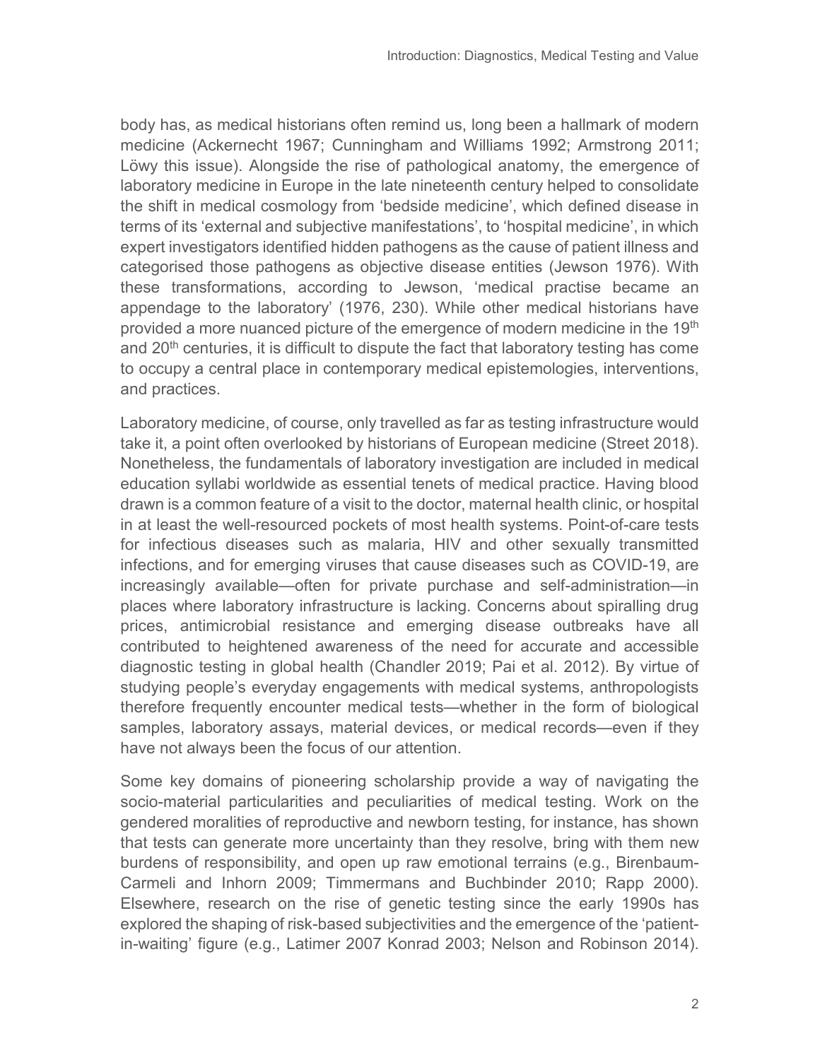body has, as medical historians often remind us, long been a hallmark of modern medicine (Ackernecht 1967; Cunningham and Williams 1992; Armstrong 2011; Löwy this issue). Alongside the rise of pathological anatomy, the emergence of laboratory medicine in Europe in the late nineteenth century helped to consolidate the shift in medical cosmology from 'bedside medicine', which defined disease in terms of its 'external and subjective manifestations', to 'hospital medicine', in which expert investigators identified hidden pathogens as the cause of patient illness and categorised those pathogens as objective disease entities (Jewson 1976). With these transformations, according to Jewson, 'medical practise became an appendage to the laboratory' (1976, 230). While other medical historians have provided a more nuanced picture of the emergence of modern medicine in the 19th and 20th centuries, it is difficult to dispute the fact that laboratory testing has come to occupy a central place in contemporary medical epistemologies, interventions, and practices.

Laboratory medicine, of course, only travelled as far as testing infrastructure would take it, a point often overlooked by historians of European medicine (Street 2018). Nonetheless, the fundamentals of laboratory investigation are included in medical education syllabi worldwide as essential tenets of medical practice. Having blood drawn is a common feature of a visit to the doctor, maternal health clinic, or hospital in at least the well-resourced pockets of most health systems. Point-of-care tests for infectious diseases such as malaria, HIV and other sexually transmitted infections, and for emerging viruses that cause diseases such as COVID-19, are increasingly available—often for private purchase and self-administration—in places where laboratory infrastructure is lacking. Concerns about spiralling drug prices, antimicrobial resistance and emerging disease outbreaks have all contributed to heightened awareness of the need for accurate and accessible diagnostic testing in global health (Chandler 2019; Pai et al. 2012). By virtue of studying people's everyday engagements with medical systems, anthropologists therefore frequently encounter medical tests—whether in the form of biological samples, laboratory assays, material devices, or medical records—even if they have not always been the focus of our attention.

Some key domains of pioneering scholarship provide a way of navigating the socio-material particularities and peculiarities of medical testing. Work on the gendered moralities of reproductive and newborn testing, for instance, has shown that tests can generate more uncertainty than they resolve, bring with them new burdens of responsibility, and open up raw emotional terrains (e.g., Birenbaum-Carmeli and Inhorn 2009; Timmermans and Buchbinder 2010; Rapp 2000). Elsewhere, research on the rise of genetic testing since the early 1990s has explored the shaping of risk-based subjectivities and the emergence of the 'patient-in-waiting' figure (e.g., Latimer 2007 Konrad 2003; Nelson and Robinson 2014).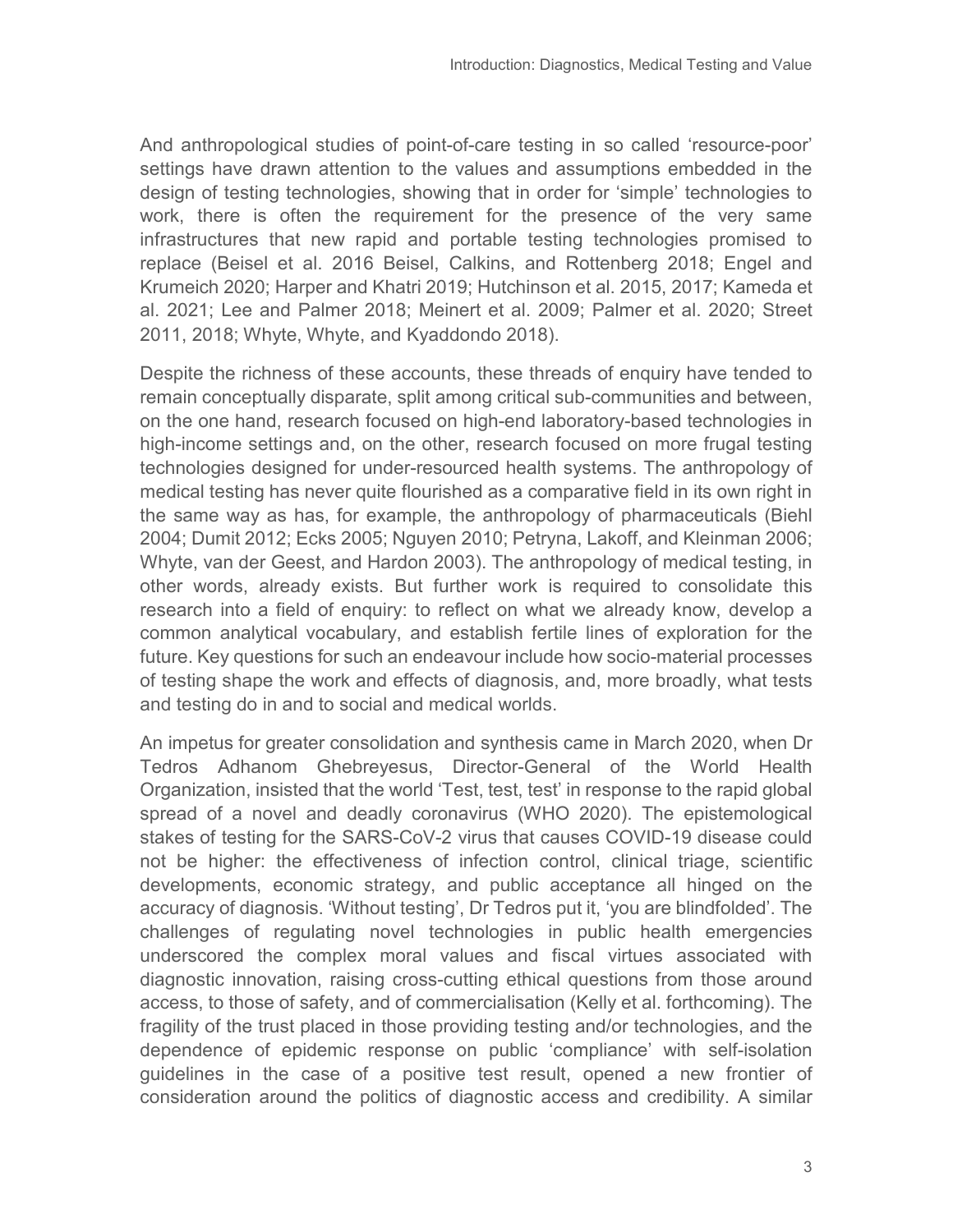And anthropological studies of point-of-care testing in so called 'resource-poor' settings have drawn attention to the values and assumptions embedded in the design of testing technologies, showing that in order for 'simple' technologies to work, there is often the requirement for the presence of the very same infrastructures that new rapid and portable testing technologies promised to replace (Beisel et al. 2016 Beisel, Calkins, and Rottenberg 2018; Engel and Krumeich 2020; Harper and Khatri 2019; Hutchinson et al. 2015, 2017; Kameda et al. 2021; Lee and Palmer 2018; Meinert et al. 2009; Palmer et al. 2020; Street 2011, 2018; Whyte, Whyte, and Kyaddondo 2018).

Despite the richness of these accounts, these threads of enquiry have tended to remain conceptually disparate, split among critical sub-communities and between, on the one hand, research focused on high-end laboratory-based technologies in high-income settings and, on the other, research focused on more frugal testing technologies designed for under-resourced health systems. The anthropology of medical testing has never quite flourished as a comparative field in its own right in the same way as has, for example, the anthropology of pharmaceuticals (Biehl 2004; Dumit 2012; Ecks 2005; Nguyen 2010; Petryna, Lakoff, and Kleinman 2006; Whyte, van der Geest, and Hardon 2003). The anthropology of medical testing, in other words, already exists. But further work is required to consolidate this research into a field of enquiry: to reflect on what we already know, develop a common analytical vocabulary, and establish fertile lines of exploration for the future. Key questions for such an endeavour include how socio-material processes of testing shape the work and effects of diagnosis, and, more broadly, what tests and testing do in and to social and medical worlds.

An impetus for greater consolidation and synthesis came in March 2020, when Dr Tedros Adhanom Ghebreyesus, Director-General of the World Health Organization, insisted that the world 'Test, test, test' in response to the rapid global spread of a novel and deadly coronavirus (WHO 2020). The epistemological stakes of testing for the SARS-CoV-2 virus that causes COVID-19 disease could not be higher: the effectiveness of infection control, clinical triage, scientific developments, economic strategy, and public acceptance all hinged on the accuracy of diagnosis. 'Without testing', Dr Tedros put it, 'you are blindfolded'. The challenges of regulating novel technologies in public health emergencies underscored the complex moral values and fiscal virtues associated with diagnostic innovation, raising cross-cutting ethical questions from those around access, to those of safety, and of commercialisation (Kelly et al. forthcoming). The fragility of the trust placed in those providing testing and/or technologies, and the dependence of epidemic response on public 'compliance' with self-isolation guidelines in the case of a positive test result, opened a new frontier of consideration around the politics of diagnostic access and credibility. A similar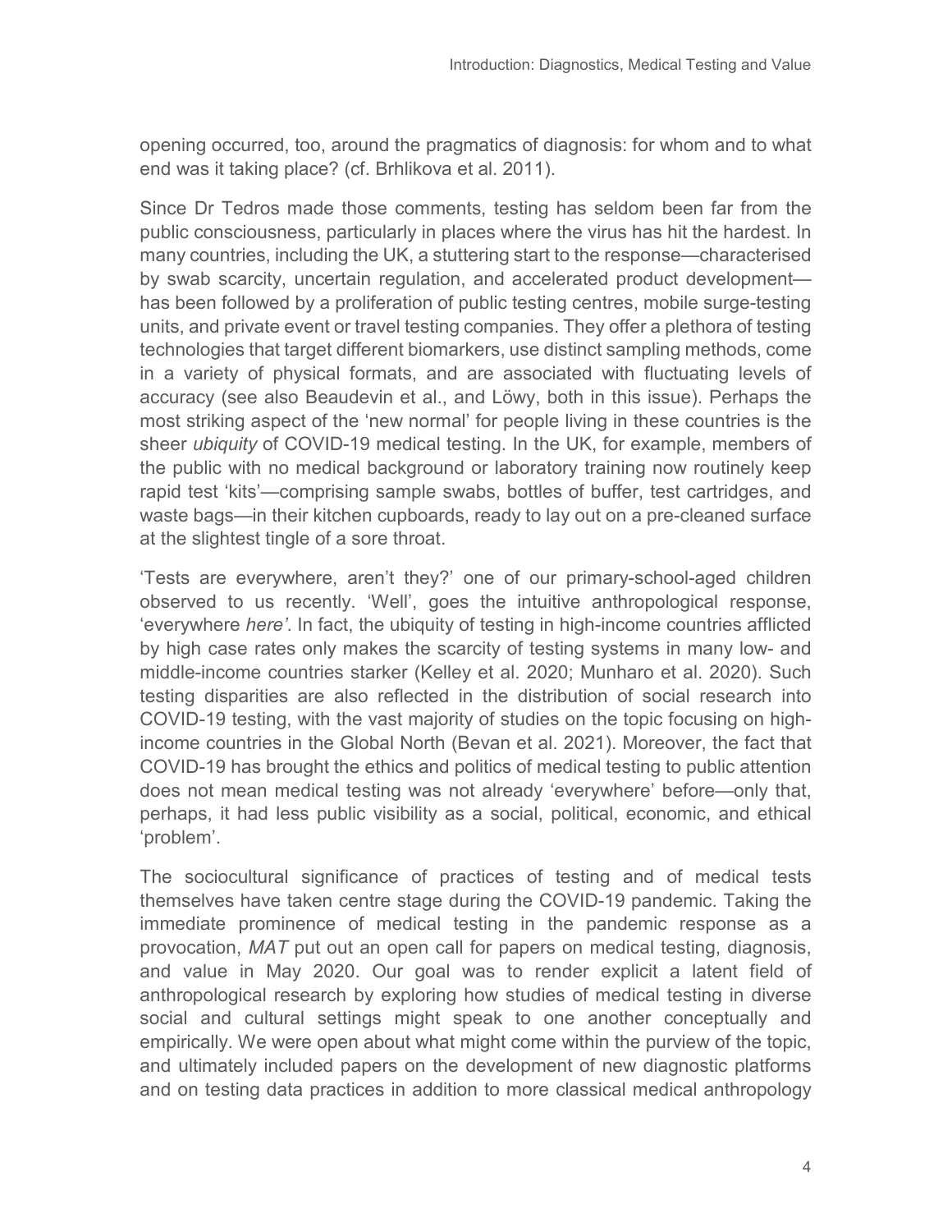opening occurred, too, around the pragmatics of diagnosis: for whom and to what end was it taking place? (cf. Brhlikova et al. 2011).

Since Dr Tedros made those comments, testing has seldom been far from the public consciousness, particularly in places where the virus has hit the hardest. In many countries, including the UK, a stuttering start to the response—characterised by swab scarcity, uncertain regulation, and accelerated product development—has been followed by a proliferation of public testing centres, mobile surge-testing units, and private event or travel testing companies. They offer a plethora of testing technologies that target different biomarkers, use distinct sampling methods, come in a variety of physical formats, and are associated with fluctuating levels of accuracy (see also Beaudevin et al., and Löwy, both in this issue). Perhaps the most striking aspect of the 'new normal' for people living in these countries is the sheer *ubiquity* of COVID-19 medical testing. In the UK, for example, members of the public with no medical background or laboratory training now routinely keep rapid test 'kits'—comprising sample swabs, bottles of buffer, test cartridges, and waste bags—in their kitchen cupboards, ready to lay out on a pre-cleaned surface at the slightest tingle of a sore throat.

'Tests are everywhere, aren't they?' one of our primary-school-aged children observed to us recently. 'Well', goes the intuitive anthropological response, 'everywhere *here'*. In fact, the ubiquity of testing in high-income countries afflicted by high case rates only makes the scarcity of testing systems in many low- and middle-income countries starker (Kelley et al. 2020; Munharo et al. 2020). Such testing disparities are also reflected in the distribution of social research into COVID-19 testing, with the vast majority of studies on the topic focusing on high-income countries in the Global North (Bevan et al. 2021). Moreover, the fact that COVID-19 has brought the ethics and politics of medical testing to public attention does not mean medical testing was not already 'everywhere' before—only that, perhaps, it had less public visibility as a social, political, economic, and ethical 'problem'.

The sociocultural significance of practices of testing and of medical tests themselves have taken centre stage during the COVID-19 pandemic. Taking the immediate prominence of medical testing in the pandemic response as a provocation, *MAT* put out an open call for papers on medical testing, diagnosis, and value in May 2020. Our goal was to render explicit a latent field of anthropological research by exploring how studies of medical testing in diverse social and cultural settings might speak to one another conceptually and empirically. We were open about what might come within the purview of the topic, and ultimately included papers on the development of new diagnostic platforms and on testing data practices in addition to more classical medical anthropology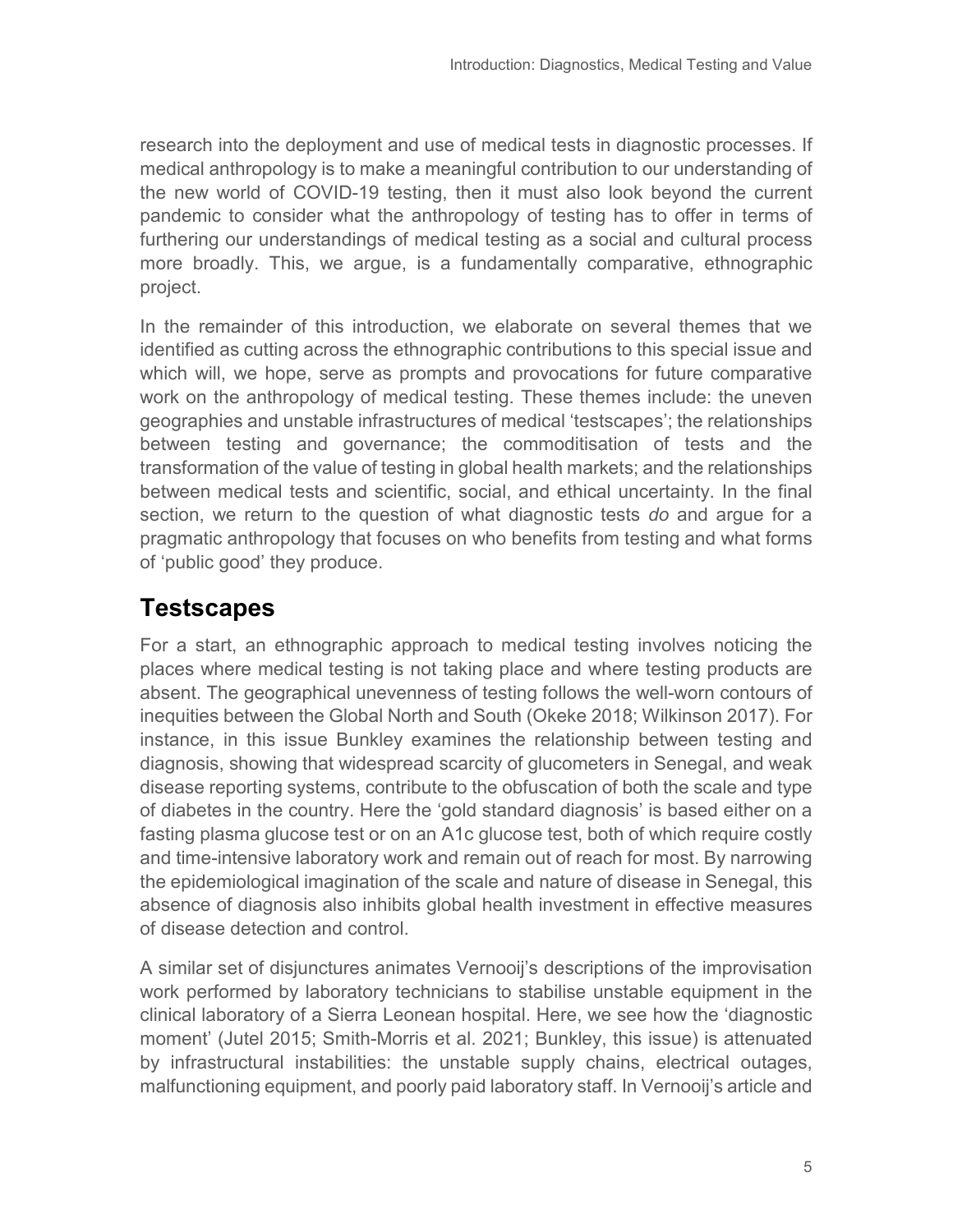research into the deployment and use of medical tests in diagnostic processes. If medical anthropology is to make a meaningful contribution to our understanding of the new world of COVID-19 testing, then it must also look beyond the current pandemic to consider what the anthropology of testing has to offer in terms of furthering our understandings of medical testing as a social and cultural process more broadly. This, we argue, is a fundamentally comparative, ethnographic project.

In the remainder of this introduction, we elaborate on several themes that we identified as cutting across the ethnographic contributions to this special issue and which will, we hope, serve as prompts and provocations for future comparative work on the anthropology of medical testing. These themes include: the uneven geographies and unstable infrastructures of medical 'testscapes'; the relationships between testing and governance; the commoditisation of tests and the transformation of the value of testing in global health markets; and the relationships between medical tests and scientific, social, and ethical uncertainty. In the final section, we return to the question of what diagnostic tests *do* and argue for a pragmatic anthropology that focuses on who benefits from testing and what forms of 'public good' they produce.

## Testscapes

For a start, an ethnographic approach to medical testing involves noticing the places where medical testing is not taking place and where testing products are absent. The geographical unevenness of testing follows the well-worn contours of inequities between the Global North and South (Okeke 2018; Wilkinson 2017). For instance, in this issue Bunkley examines the relationship between testing and diagnosis, showing that widespread scarcity of glucometers in Senegal, and weak disease reporting systems, contribute to the obfuscation of both the scale and type of diabetes in the country. Here the 'gold standard diagnosis' is based either on a fasting plasma glucose test or on an A1c glucose test, both of which require costly and time-intensive laboratory work and remain out of reach for most. By narrowing the epidemiological imagination of the scale and nature of disease in Senegal, this absence of diagnosis also inhibits global health investment in effective measures of disease detection and control.

A similar set of disjunctures animates Vernooij's descriptions of the improvisation work performed by laboratory technicians to stabilise unstable equipment in the clinical laboratory of a Sierra Leonean hospital. Here, we see how the 'diagnostic moment' (Jutel 2015; Smith-Morris et al. 2021; Bunkley, this issue) is attenuated by infrastructural instabilities: the unstable supply chains, electrical outages, malfunctioning equipment, and poorly paid laboratory staff. In Vernooij's article and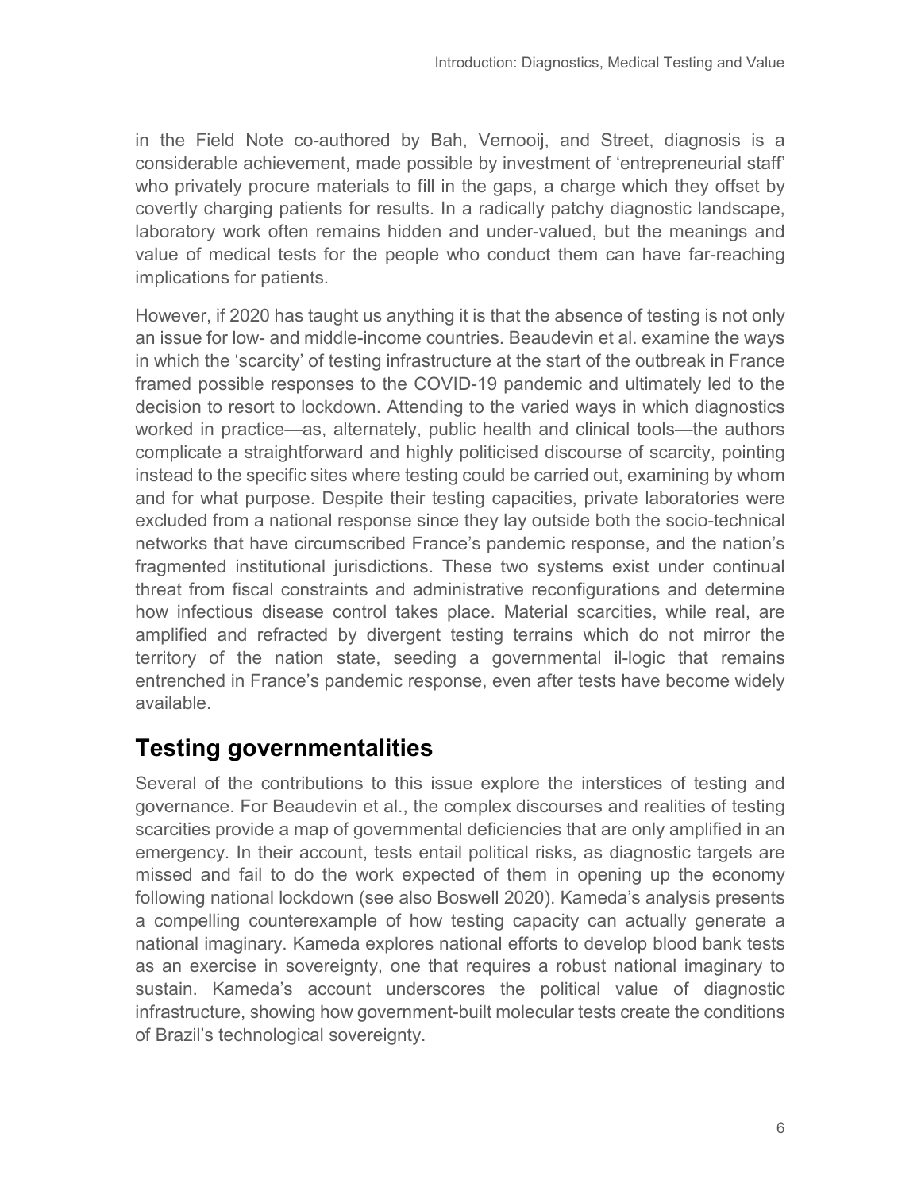in the Field Note co-authored by Bah, Vernooij, and Street, diagnosis is a considerable achievement, made possible by investment of 'entrepreneurial staff' who privately procure materials to fill in the gaps, a charge which they offset by covertly charging patients for results. In a radically patchy diagnostic landscape, laboratory work often remains hidden and under-valued, but the meanings and value of medical tests for the people who conduct them can have far-reaching implications for patients.

However, if 2020 has taught us anything it is that the absence of testing is not only an issue for low- and middle-income countries. Beaudevin et al. examine the ways in which the 'scarcity' of testing infrastructure at the start of the outbreak in France framed possible responses to the COVID-19 pandemic and ultimately led to the decision to resort to lockdown. Attending to the varied ways in which diagnostics worked in practice—as, alternately, public health and clinical tools—the authors complicate a straightforward and highly politicised discourse of scarcity, pointing instead to the specific sites where testing could be carried out, examining by whom and for what purpose. Despite their testing capacities, private laboratories were excluded from a national response since they lay outside both the socio-technical networks that have circumscribed France's pandemic response, and the nation's fragmented institutional jurisdictions. These two systems exist under continual threat from fiscal constraints and administrative reconfigurations and determine how infectious disease control takes place. Material scarcities, while real, are amplified and refracted by divergent testing terrains which do not mirror the territory of the nation state, seeding a governmental il-logic that remains entrenched in France's pandemic response, even after tests have become widely available.

## Testing governmentalities

Several of the contributions to this issue explore the interstices of testing and governance. For Beaudevin et al., the complex discourses and realities of testing scarcities provide a map of governmental deficiencies that are only amplified in an emergency. In their account, tests entail political risks, as diagnostic targets are missed and fail to do the work expected of them in opening up the economy following national lockdown (see also Boswell 2020). Kameda's analysis presents a compelling counterexample of how testing capacity can actually generate a national imaginary. Kameda explores national efforts to develop blood bank tests as an exercise in sovereignty, one that requires a robust national imaginary to sustain. Kameda's account underscores the political value of diagnostic infrastructure, showing how government-built molecular tests create the conditions of Brazil's technological sovereignty.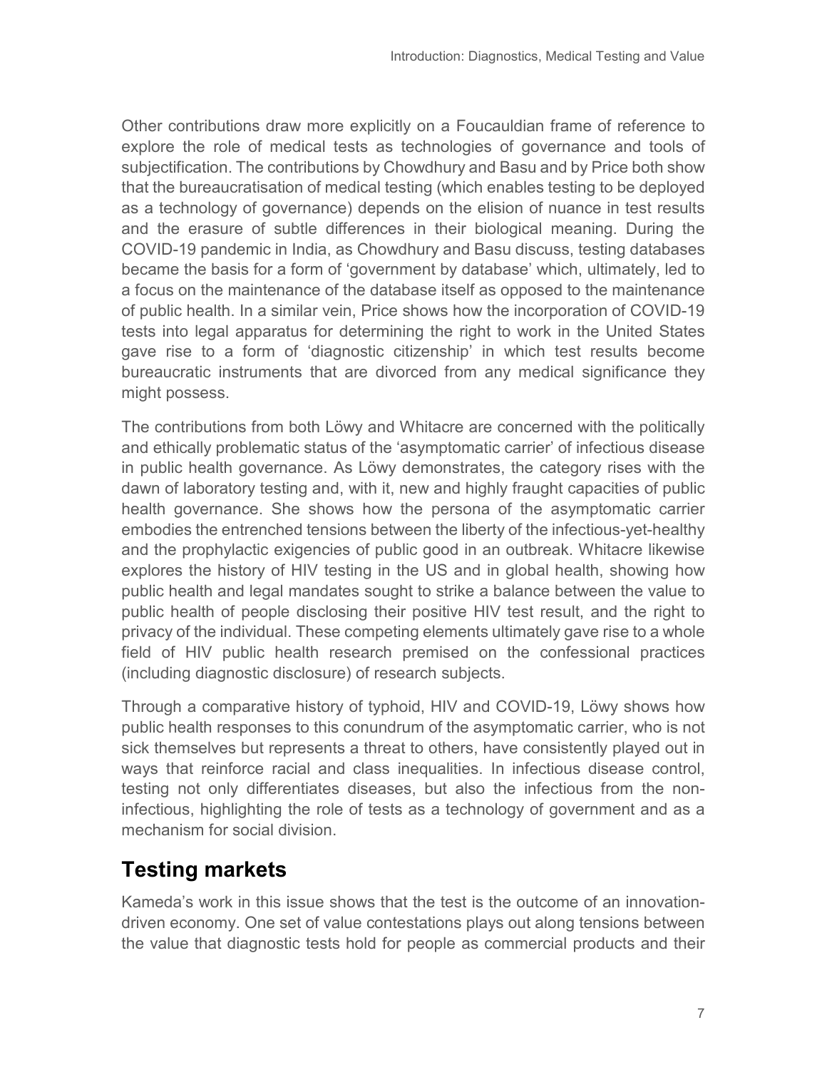Other contributions draw more explicitly on a Foucauldian frame of reference to explore the role of medical tests as technologies of governance and tools of subjectification. The contributions by Chowdhury and Basu and by Price both show that the bureaucratisation of medical testing (which enables testing to be deployed as a technology of governance) depends on the elision of nuance in test results and the erasure of subtle differences in their biological meaning. During the COVID-19 pandemic in India, as Chowdhury and Basu discuss, testing databases became the basis for a form of 'government by database' which, ultimately, led to a focus on the maintenance of the database itself as opposed to the maintenance of public health. In a similar vein, Price shows how the incorporation of COVID-19 tests into legal apparatus for determining the right to work in the United States gave rise to a form of 'diagnostic citizenship' in which test results become bureaucratic instruments that are divorced from any medical significance they might possess.

The contributions from both Löwy and Whitacre are concerned with the politically and ethically problematic status of the 'asymptomatic carrier' of infectious disease in public health governance. As Löwy demonstrates, the category rises with the dawn of laboratory testing and, with it, new and highly fraught capacities of public health governance. She shows how the persona of the asymptomatic carrier embodies the entrenched tensions between the liberty of the infectious-yet-healthy and the prophylactic exigencies of public good in an outbreak. Whitacre likewise explores the history of HIV testing in the US and in global health, showing how public health and legal mandates sought to strike a balance between the value to public health of people disclosing their positive HIV test result, and the right to privacy of the individual. These competing elements ultimately gave rise to a whole field of HIV public health research premised on the confessional practices (including diagnostic disclosure) of research subjects.

Through a comparative history of typhoid, HIV and COVID-19, Löwy shows how public health responses to this conundrum of the asymptomatic carrier, who is not sick themselves but represents a threat to others, have consistently played out in ways that reinforce racial and class inequalities. In infectious disease control, testing not only differentiates diseases, but also the infectious from the non-infectious, highlighting the role of tests as a technology of government and as a mechanism for social division.

## Testing markets

Kameda's work in this issue shows that the test is the outcome of an innovation-driven economy. One set of value contestations plays out along tensions between the value that diagnostic tests hold for people as commercial products and their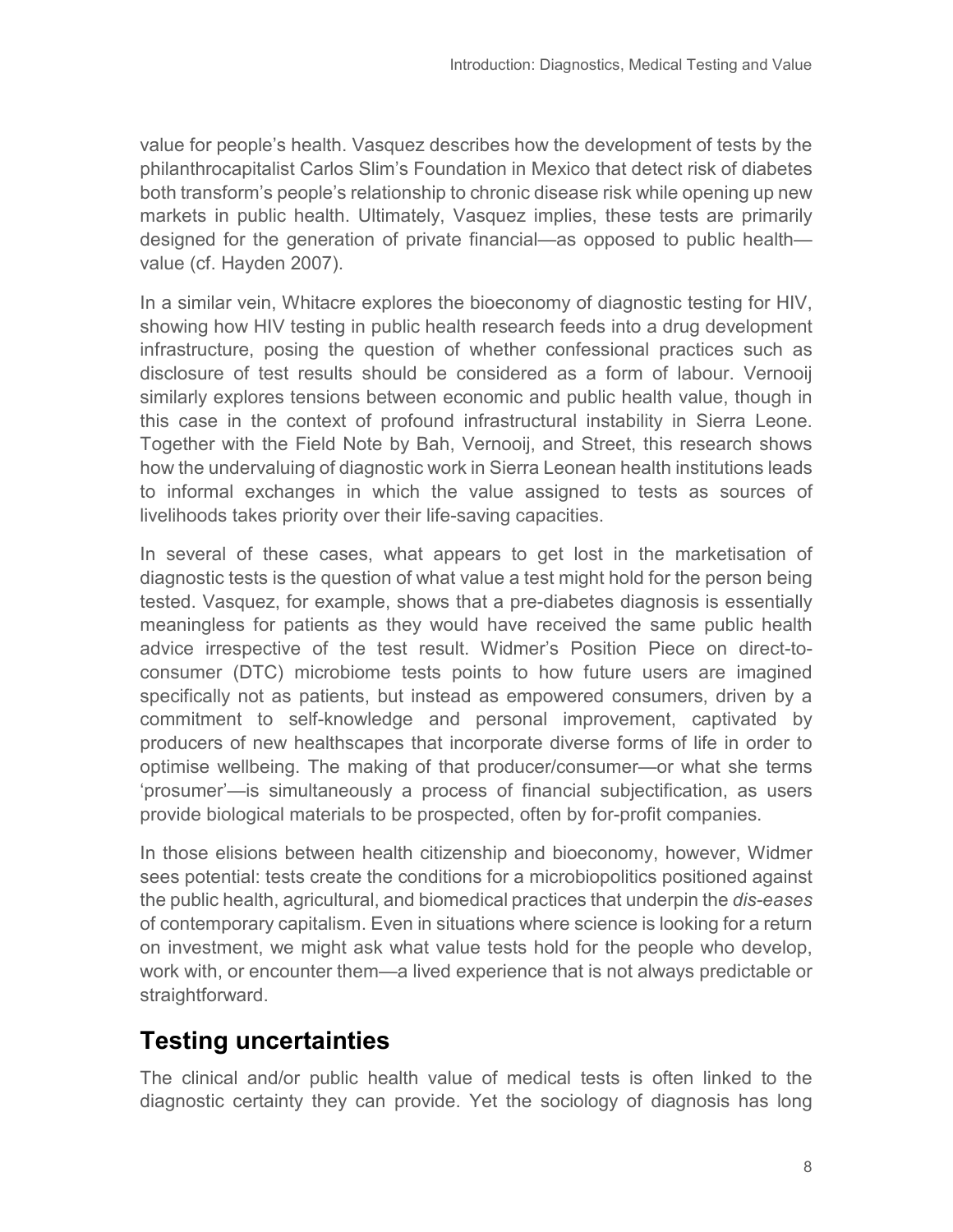value for people's health. Vasquez describes how the development of tests by the philanthrocapitalist Carlos Slim's Foundation in Mexico that detect risk of diabetes both transform's people's relationship to chronic disease risk while opening up new markets in public health. Ultimately, Vasquez implies, these tests are primarily designed for the generation of private financial—as opposed to public health—value (cf. Hayden 2007).

In a similar vein, Whitacre explores the bioeconomy of diagnostic testing for HIV, showing how HIV testing in public health research feeds into a drug development infrastructure, posing the question of whether confessional practices such as disclosure of test results should be considered as a form of labour. Vernooij similarly explores tensions between economic and public health value, though in this case in the context of profound infrastructural instability in Sierra Leone. Together with the Field Note by Bah, Vernooij, and Street, this research shows how the undervaluing of diagnostic work in Sierra Leonean health institutions leads to informal exchanges in which the value assigned to tests as sources of livelihoods takes priority over their life-saving capacities.

In several of these cases, what appears to get lost in the marketisation of diagnostic tests is the question of what value a test might hold for the person being tested. Vasquez, for example, shows that a pre-diabetes diagnosis is essentially meaningless for patients as they would have received the same public health advice irrespective of the test result. Widmer's Position Piece on direct-to-consumer (DTC) microbiome tests points to how future users are imagined specifically not as patients, but instead as empowered consumers, driven by a commitment to self-knowledge and personal improvement, captivated by producers of new healthscapes that incorporate diverse forms of life in order to optimise wellbeing. The making of that producer/consumer—or what she terms 'prosumer'—is simultaneously a process of financial subjectification, as users provide biological materials to be prospected, often by for-profit companies.

In those elisions between health citizenship and bioeconomy, however, Widmer sees potential: tests create the conditions for a microbiopolitics positioned against the public health, agricultural, and biomedical practices that underpin the *dis-eases* of contemporary capitalism. Even in situations where science is looking for a return on investment, we might ask what value tests hold for the people who develop, work with, or encounter them—a lived experience that is not always predictable or straightforward.

## Testing uncertainties

The clinical and/or public health value of medical tests is often linked to the diagnostic certainty they can provide. Yet the sociology of diagnosis has long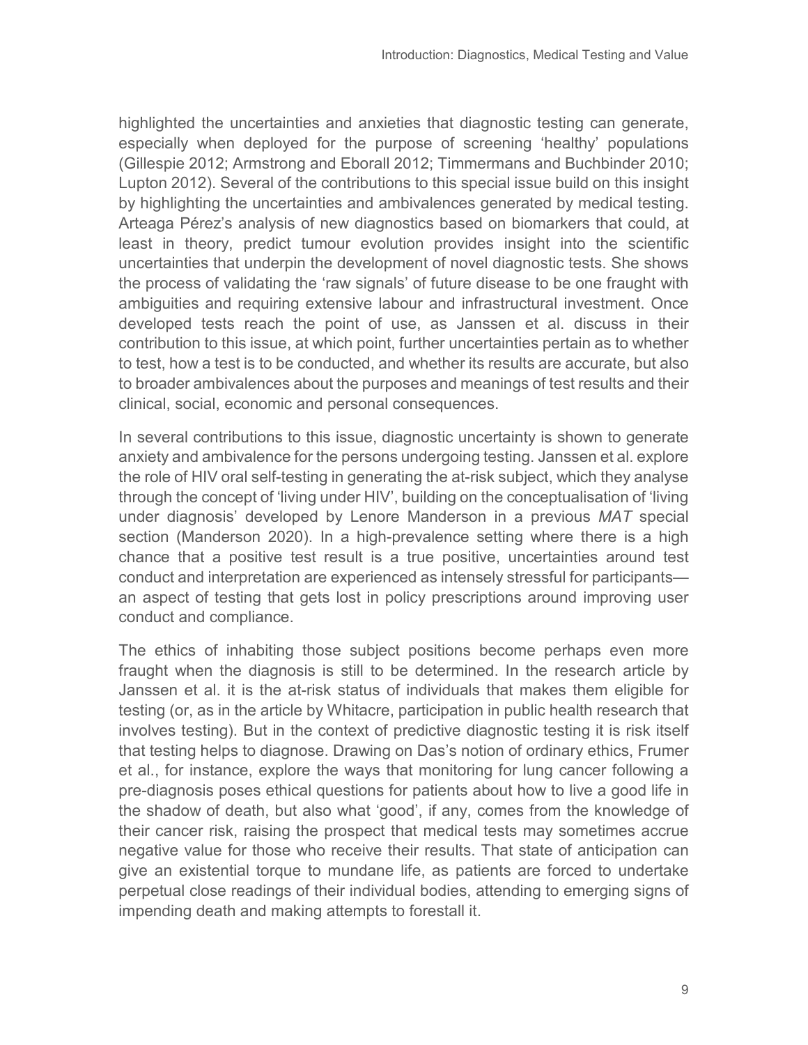highlighted the uncertainties and anxieties that diagnostic testing can generate, especially when deployed for the purpose of screening 'healthy' populations (Gillespie 2012; Armstrong and Eborall 2012; Timmermans and Buchbinder 2010; Lupton 2012). Several of the contributions to this special issue build on this insight by highlighting the uncertainties and ambivalences generated by medical testing. Arteaga Pérez's analysis of new diagnostics based on biomarkers that could, at least in theory, predict tumour evolution provides insight into the scientific uncertainties that underpin the development of novel diagnostic tests. She shows the process of validating the 'raw signals' of future disease to be one fraught with ambiguities and requiring extensive labour and infrastructural investment. Once developed tests reach the point of use, as Janssen et al. discuss in their contribution to this issue, at which point, further uncertainties pertain as to whether to test, how a test is to be conducted, and whether its results are accurate, but also to broader ambivalences about the purposes and meanings of test results and their clinical, social, economic and personal consequences.

In several contributions to this issue, diagnostic uncertainty is shown to generate anxiety and ambivalence for the persons undergoing testing. Janssen et al. explore the role of HIV oral self-testing in generating the at-risk subject, which they analyse through the concept of 'living under HIV', building on the conceptualisation of 'living under diagnosis' developed by Lenore Manderson in a previous *MAT* special section (Manderson 2020). In a high-prevalence setting where there is a high chance that a positive test result is a true positive, uncertainties around test conduct and interpretation are experienced as intensely stressful for participants—an aspect of testing that gets lost in policy prescriptions around improving user conduct and compliance.

The ethics of inhabiting those subject positions become perhaps even more fraught when the diagnosis is still to be determined. In the research article by Janssen et al. it is the at-risk status of individuals that makes them eligible for testing (or, as in the article by Whitacre, participation in public health research that involves testing). But in the context of predictive diagnostic testing it is risk itself that testing helps to diagnose. Drawing on Das's notion of ordinary ethics, Frumer et al., for instance, explore the ways that monitoring for lung cancer following a pre-diagnosis poses ethical questions for patients about how to live a good life in the shadow of death, but also what 'good', if any, comes from the knowledge of their cancer risk, raising the prospect that medical tests may sometimes accrue negative value for those who receive their results. That state of anticipation can give an existential torque to mundane life, as patients are forced to undertake perpetual close readings of their individual bodies, attending to emerging signs of impending death and making attempts to forestall it.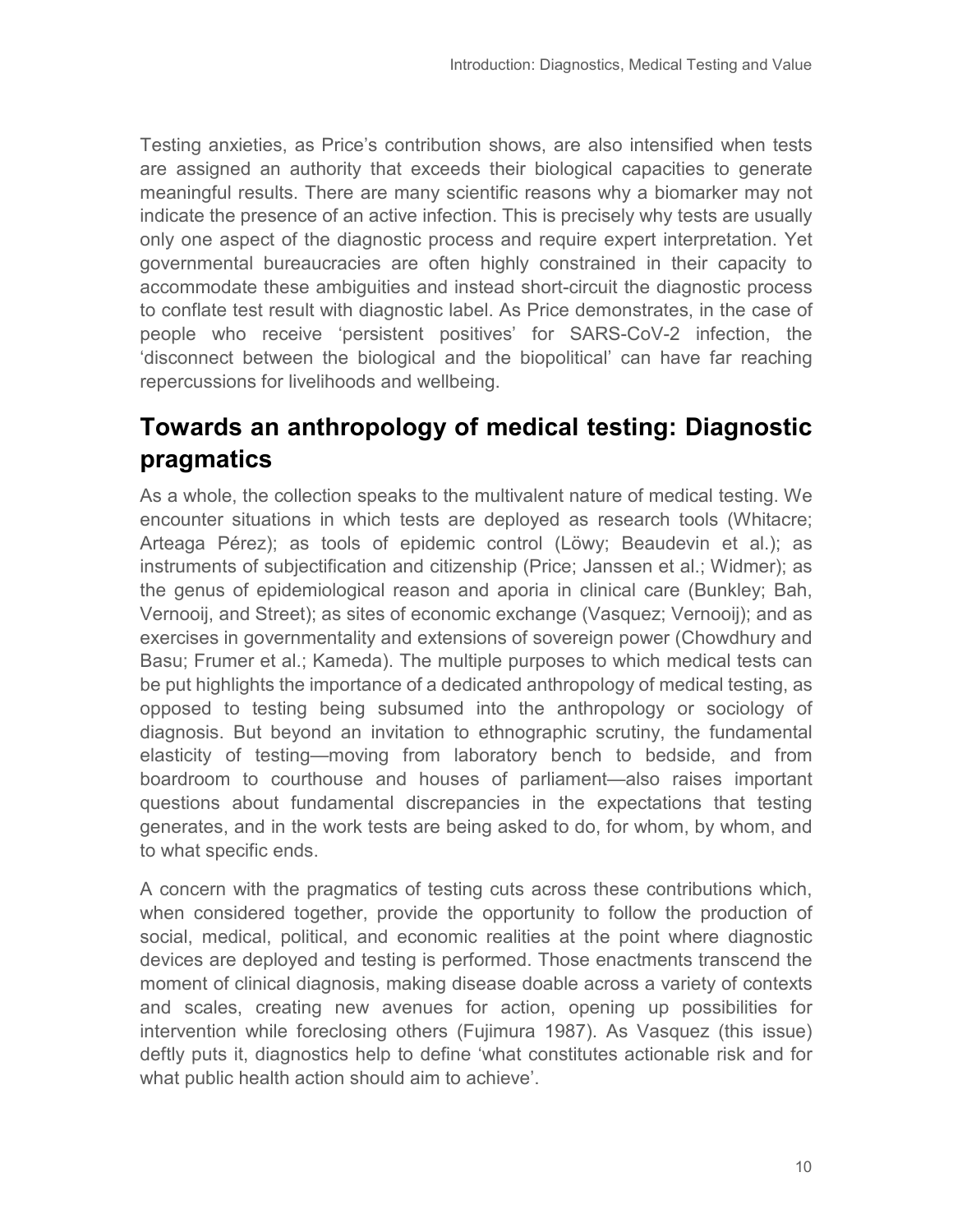Testing anxieties, as Price's contribution shows, are also intensified when tests are assigned an authority that exceeds their biological capacities to generate meaningful results. There are many scientific reasons why a biomarker may not indicate the presence of an active infection. This is precisely why tests are usually only one aspect of the diagnostic process and require expert interpretation. Yet governmental bureaucracies are often highly constrained in their capacity to accommodate these ambiguities and instead short-circuit the diagnostic process to conflate test result with diagnostic label. As Price demonstrates, in the case of people who receive 'persistent positives' for SARS-CoV-2 infection, the 'disconnect between the biological and the biopolitical' can have far reaching repercussions for livelihoods and wellbeing.

## Towards an anthropology of medical testing: Diagnostic pragmatics

As a whole, the collection speaks to the multivalent nature of medical testing. We encounter situations in which tests are deployed as research tools (Whitacre; Arteaga Pérez); as tools of epidemic control (Löwy; Beaudevin et al.); as instruments of subjectification and citizenship (Price; Janssen et al.; Widmer); as the genus of epidemiological reason and aporia in clinical care (Bunkley; Bah, Vernooij, and Street); as sites of economic exchange (Vasquez; Vernooij); and as exercises in governmentality and extensions of sovereign power (Chowdhury and Basu; Frumer et al.; Kameda). The multiple purposes to which medical tests can be put highlights the importance of a dedicated anthropology of medical testing, as opposed to testing being subsumed into the anthropology or sociology of diagnosis. But beyond an invitation to ethnographic scrutiny, the fundamental elasticity of testing—moving from laboratory bench to bedside, and from boardroom to courthouse and houses of parliament—also raises important questions about fundamental discrepancies in the expectations that testing generates, and in the work tests are being asked to do, for whom, by whom, and to what specific ends.

A concern with the pragmatics of testing cuts across these contributions which, when considered together, provide the opportunity to follow the production of social, medical, political, and economic realities at the point where diagnostic devices are deployed and testing is performed. Those enactments transcend the moment of clinical diagnosis, making disease doable across a variety of contexts and scales, creating new avenues for action, opening up possibilities for intervention while foreclosing others (Fujimura 1987). As Vasquez (this issue) deftly puts it, diagnostics help to define 'what constitutes actionable risk and for what public health action should aim to achieve'.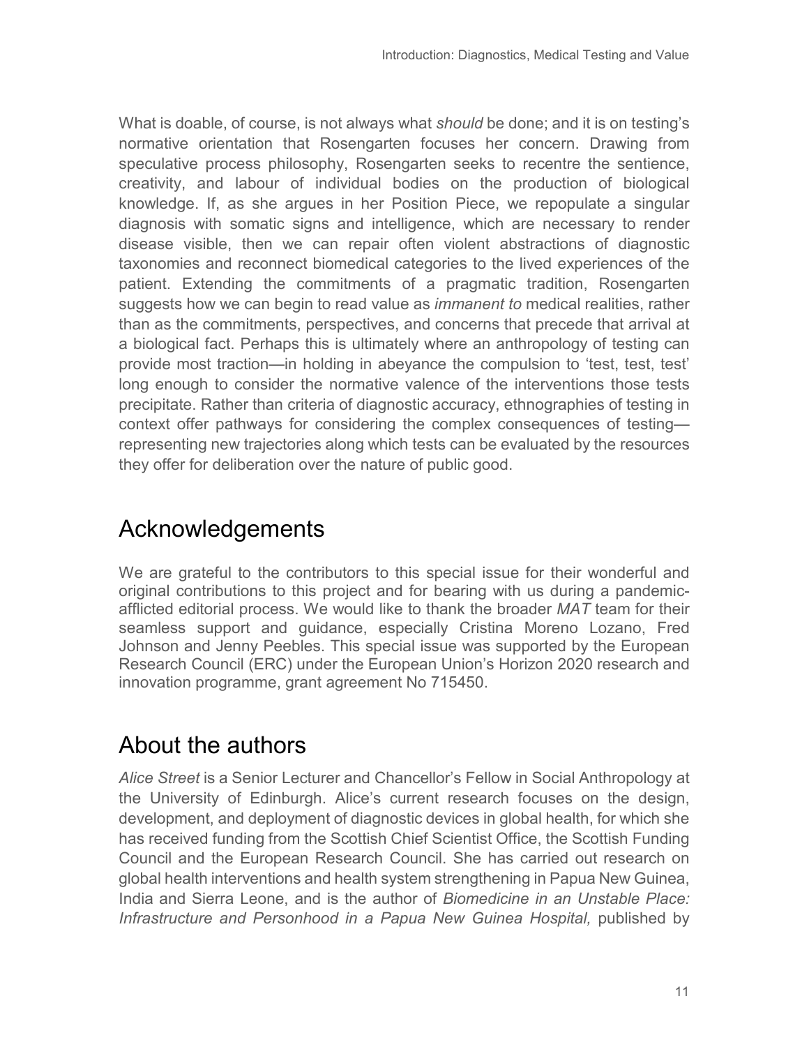What is doable, of course, is not always what *should* be done; and it is on testing's normative orientation that Rosengarten focuses her concern. Drawing from speculative process philosophy, Rosengarten seeks to recentre the sentience, creativity, and labour of individual bodies on the production of biological knowledge. If, as she argues in her Position Piece, we repopulate a singular diagnosis with somatic signs and intelligence, which are necessary to render disease visible, then we can repair often violent abstractions of diagnostic taxonomies and reconnect biomedical categories to the lived experiences of the patient. Extending the commitments of a pragmatic tradition, Rosengarten suggests how we can begin to read value as *immanent to* medical realities, rather than as the commitments, perspectives, and concerns that precede that arrival at a biological fact. Perhaps this is ultimately where an anthropology of testing can provide most traction—in holding in abeyance the compulsion to 'test, test, test' long enough to consider the normative valence of the interventions those tests precipitate. Rather than criteria of diagnostic accuracy, ethnographies of testing in context offer pathways for considering the complex consequences of testing—representing new trajectories along which tests can be evaluated by the resources they offer for deliberation over the nature of public good.

## Acknowledgements

We are grateful to the contributors to this special issue for their wonderful and original contributions to this project and for bearing with us during a pandemic-afflicted editorial process. We would like to thank the broader *MAT* team for their seamless support and guidance, especially Cristina Moreno Lozano, Fred Johnson and Jenny Peebles. This special issue was supported by the European Research Council (ERC) under the European Union's Horizon 2020 research and innovation programme, grant agreement No 715450.

## About the authors

*Alice Street* is a Senior Lecturer and Chancellor's Fellow in Social Anthropology at the University of Edinburgh. Alice's current research focuses on the design, development, and deployment of diagnostic devices in global health, for which she has received funding from the Scottish Chief Scientist Office, the Scottish Funding Council and the European Research Council. She has carried out research on global health interventions and health system strengthening in Papua New Guinea, India and Sierra Leone, and is the author of *Biomedicine in an Unstable Place: Infrastructure and Personhood in a Papua New Guinea Hospital,* published by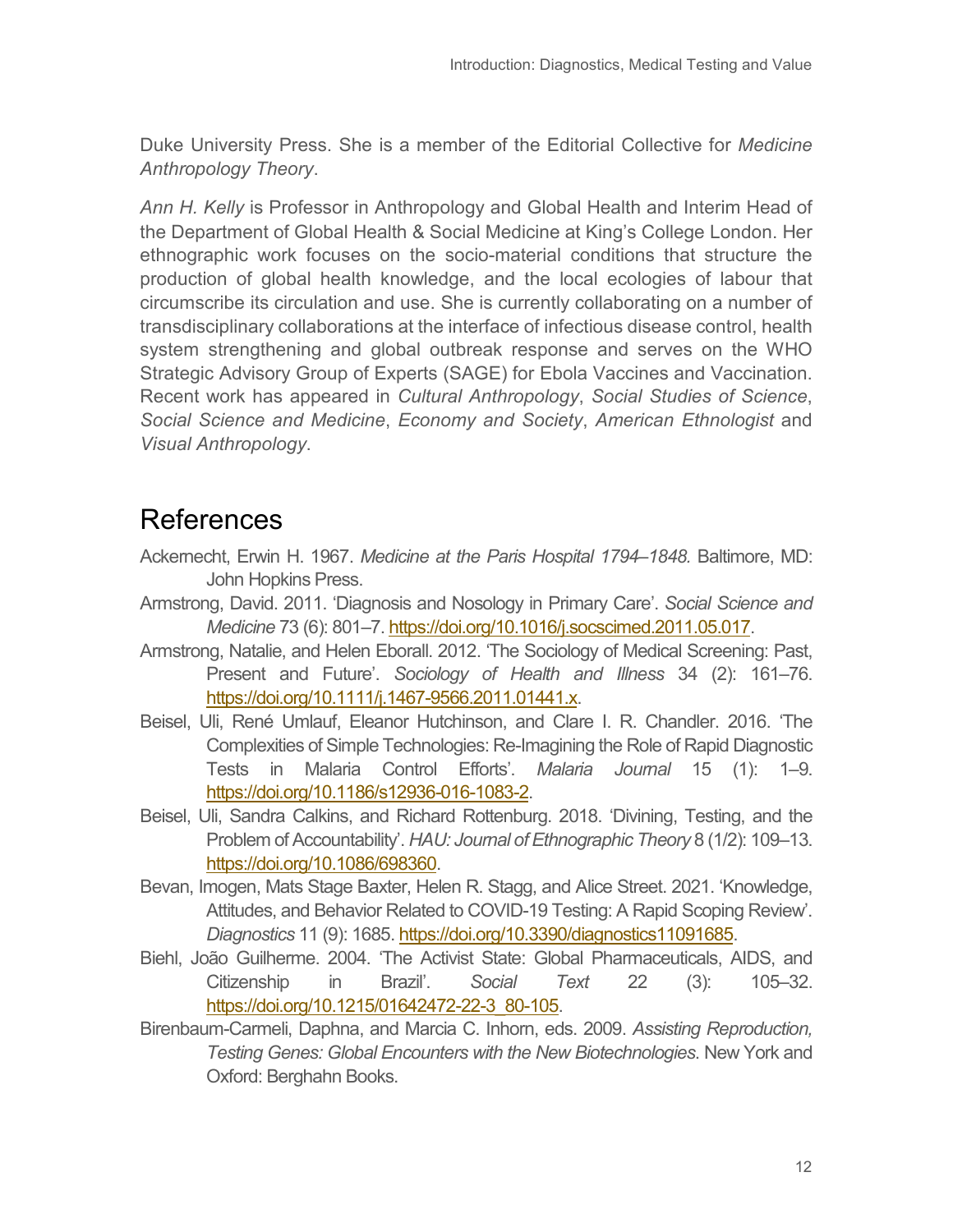Duke University Press. She is a member of the Editorial Collective for *Medicine Anthropology Theory*.

*Ann H. Kelly* is Professor in Anthropology and Global Health and Interim Head of the Department of Global Health & Social Medicine at King's College London. Her ethnographic work focuses on the socio-material conditions that structure the production of global health knowledge, and the local ecologies of labour that circumscribe its circulation and use. She is currently collaborating on a number of transdisciplinary collaborations at the interface of infectious disease control, health system strengthening and global outbreak response and serves on the WHO Strategic Advisory Group of Experts (SAGE) for Ebola Vaccines and Vaccination. Recent work has appeared in *Cultural Anthropology*, *Social Studies of Science*, *Social Science and Medicine*, *Economy and Society*, *American Ethnologist* and *Visual Anthropology*.

## References

Ackernecht, Erwin H. 1967. *Medicine at the Paris Hospital 1794–1848*. Baltimore, MD: John Hopkins Press.

Armstrong, David. 2011. 'Diagnosis and Nosology in Primary Care'. *Social Science and Medicine* 73 (6): 801–7. https://doi.org/10.1016/j.socscimed.2011.05.017.

Armstrong, Natalie, and Helen Eborall. 2012. 'The Sociology of Medical Screening: Past, Present and Future'. *Sociology of Health and Illness* 34 (2): 161–76. https://doi.org/10.1111/j.1467-9566.2011.01441.x.

Beisel, Uli, René Umlauf, Eleanor Hutchinson, and Clare I. R. Chandler. 2016. 'The Complexities of Simple Technologies: Re-Imagining the Role of Rapid Diagnostic Tests in Malaria Control Efforts'. *Malaria Journal* 15 (1): 1–9. https://doi.org/10.1186/s12936-016-1083-2.

Beisel, Uli, Sandra Calkins, and Richard Rottenburg. 2018. 'Divining, Testing, and the Problem of Accountability'. *HAU: Journal of Ethnographic Theory* 8 (1/2): 109–13. https://doi.org/10.1086/698360.

Bevan, Imogen, Mats Stage Baxter, Helen R. Stagg, and Alice Street. 2021. 'Knowledge, Attitudes, and Behavior Related to COVID-19 Testing: A Rapid Scoping Review'. *Diagnostics* 11 (9): 1685. https://doi.org/10.3390/diagnostics11091685.

Biehl, João Guilherme. 2004. 'The Activist State: Global Pharmaceuticals, AIDS, and Citizenship in Brazil'. *Social Text* 22 (3): 105–32. https://doi.org/10.1215/01642472-22-3_80-105.

Birenbaum-Carmeli, Daphna, and Marcia C. Inhorn, eds. 2009. *Assisting Reproduction, Testing Genes: Global Encounters with the New Biotechnologies*. New York and Oxford: Berghahn Books.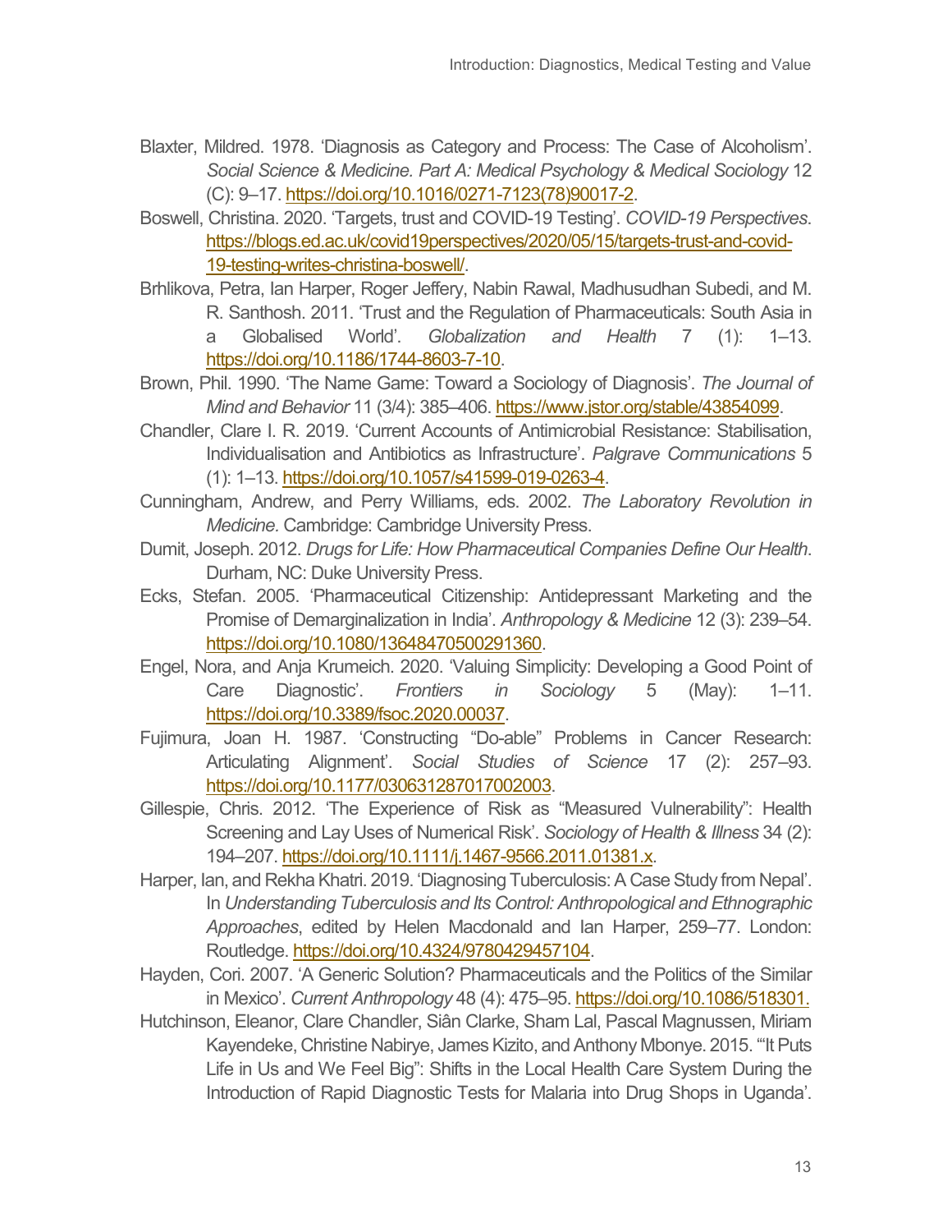Blaxter, Mildred. 1978. 'Diagnosis as Category and Process: The Case of Alcoholism'. *Social Science & Medicine. Part A: Medical Psychology & Medical Sociology* 12 (C): 9–17. https://doi.org/10.1016/0271-7123(78)90017-2.

Boswell, Christina. 2020. 'Targets, trust and COVID-19 Testing'. *COVID-19 Perspectives*. https://blogs.ed.ac.uk/covid19perspectives/2020/05/15/targets-trust-and-covid-19-testing-writes-christina-boswell/.

Brhlikova, Petra, Ian Harper, Roger Jeffery, Nabin Rawal, Madhusudhan Subedi, and M. R. Santhosh. 2011. 'Trust and the Regulation of Pharmaceuticals: South Asia in a Globalised World'. *Globalization and Health* 7 (1): 1–13. https://doi.org/10.1186/1744-8603-7-10.

Brown, Phil. 1990. 'The Name Game: Toward a Sociology of Diagnosis'. *The Journal of Mind and Behavior* 11 (3/4): 385–406. https://www.jstor.org/stable/43854099.

Chandler, Clare I. R. 2019. 'Current Accounts of Antimicrobial Resistance: Stabilisation, Individualisation and Antibiotics as Infrastructure'. *Palgrave Communications* 5 (1): 1–13. https://doi.org/10.1057/s41599-019-0263-4.

Cunningham, Andrew, and Perry Williams, eds. 2002. *The Laboratory Revolution in Medicine*. Cambridge: Cambridge University Press.

Dumit, Joseph. 2012. *Drugs for Life: How Pharmaceutical Companies Define Our Health*. Durham, NC: Duke University Press.

Ecks, Stefan. 2005. 'Pharmaceutical Citizenship: Antidepressant Marketing and the Promise of Demarginalization in India'. *Anthropology & Medicine* 12 (3): 239–54. https://doi.org/10.1080/13648470500291360.

Engel, Nora, and Anja Krumeich. 2020. 'Valuing Simplicity: Developing a Good Point of Care Diagnostic'. *Frontiers in Sociology* 5 (May): 1–11. https://doi.org/10.3389/fsoc.2020.00037.

Fujimura, Joan H. 1987. 'Constructing "Do-able" Problems in Cancer Research: Articulating Alignment'. *Social Studies of Science* 17 (2): 257–93. https://doi.org/10.1177/030631287017002003.

Gillespie, Chris. 2012. 'The Experience of Risk as "Measured Vulnerability": Health Screening and Lay Uses of Numerical Risk'. *Sociology of Health & Illness* 34 (2): 194–207. https://doi.org/10.1111/j.1467-9566.2011.01381.x.

Harper, Ian, and Rekha Khatri. 2019. 'Diagnosing Tuberculosis: A Case Study from Nepal'. In *Understanding Tuberculosis and Its Control: Anthropological and Ethnographic Approaches*, edited by Helen Macdonald and Ian Harper, 259–77. London: Routledge. https://doi.org/10.4324/9780429457104.

Hayden, Cori. 2007. 'A Generic Solution? Pharmaceuticals and the Politics of the Similar in Mexico'. *Current Anthropology* 48 (4): 475–95. https://doi.org/10.1086/518301.

Hutchinson, Eleanor, Clare Chandler, Siân Clarke, Sham Lal, Pascal Magnussen, Miriam Kayendeke, Christine Nabirye, James Kizito, and Anthony Mbonye. 2015. '"It Puts Life in Us and We Feel Big": Shifts in the Local Health Care System During the Introduction of Rapid Diagnostic Tests for Malaria into Drug Shops in Uganda'.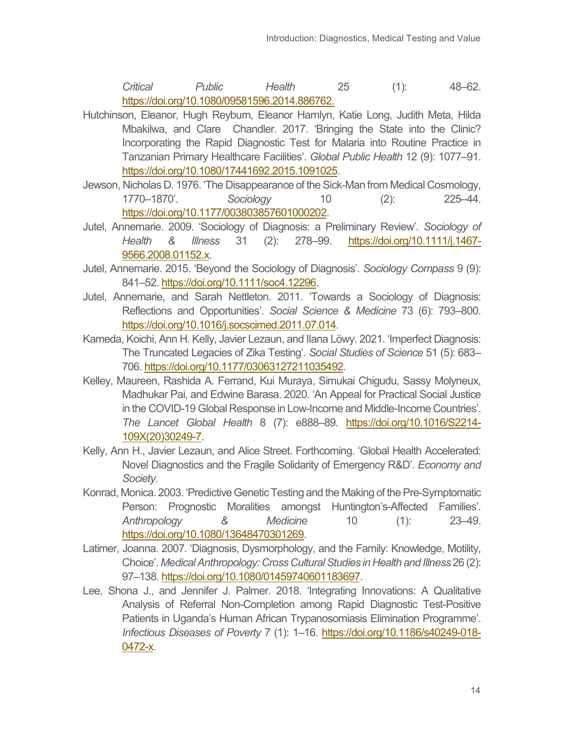*Critical Public Health* 25 (1): 48–62. https://doi.org/10.1080/09581596.2014.886762.

Hutchinson, Eleanor, Hugh Reyburn, Eleanor Hamlyn, Katie Long, Judith Meta, Hilda Mbakilwa, and Clare Chandler. 2017. 'Bringing the State into the Clinic? Incorporating the Rapid Diagnostic Test for Malaria into Routine Practice in Tanzanian Primary Healthcare Facilities'. *Global Public Health* 12 (9): 1077–91. https://doi.org/10.1080/17441692.2015.1091025.

Jewson, Nicholas D. 1976. 'The Disappearance of the Sick-Man from Medical Cosmology, 1770–1870'. *Sociology* 10 (2): 225–44. https://doi.org/10.1177/003803857601000202.

Jutel, Annemarie. 2009. 'Sociology of Diagnosis: a Preliminary Review'. *Sociology of Health & Illness* 31 (2): 278–99. https://doi.org/10.1111/j.1467-9566.2008.01152.x.

Jutel, Annemarie. 2015. 'Beyond the Sociology of Diagnosis'. *Sociology Compass* 9 (9): 841–52. https://doi.org/10.1111/soc4.12296.

Jutel, Annemarie, and Sarah Nettleton. 2011. 'Towards a Sociology of Diagnosis: Reflections and Opportunities'. *Social Science & Medicine* 73 (6): 793–800. https://doi.org/10.1016/j.socscimed.2011.07.014.

Kameda, Koichi, Ann H. Kelly, Javier Lezaun, and Ilana Löwy. 2021. 'Imperfect Diagnosis: The Truncated Legacies of Zika Testing'. *Social Studies of Science* 51 (5): 683–706. https://doi.org/10.1177/03063127211035492.

Kelley, Maureen, Rashida A. Ferrand, Kui Muraya, Simukai Chigudu, Sassy Molyneux, Madhukar Pai, and Edwine Barasa. 2020. 'An Appeal for Practical Social Justice in the COVID-19 Global Response in Low-Income and Middle-Income Countries'. *The Lancet Global Health* 8 (7): e888–89. https://doi.org/10.1016/S2214-109X(20)30249-7.

Kelly, Ann H., Javier Lezaun, and Alice Street. Forthcoming. 'Global Health Accelerated: Novel Diagnostics and the Fragile Solidarity of Emergency R&D'. *Economy and Society*.

Konrad, Monica. 2003. 'Predictive Genetic Testing and the Making of the Pre-Symptomatic Person: Prognostic Moralities amongst Huntington's-Affected Families'. *Anthropology & Medicine* 10 (1): 23–49. https://doi.org/10.1080/13648470301269.

Latimer, Joanna. 2007. 'Diagnosis, Dysmorphology, and the Family: Knowledge, Motility, Choice'. *Medical Anthropology: Cross Cultural Studies in Health and Illness* 26 (2): 97–138. https://doi.org/10.1080/01459740601183697.

Lee, Shona J., and Jennifer J. Palmer. 2018. 'Integrating Innovations: A Qualitative Analysis of Referral Non-Completion among Rapid Diagnostic Test-Positive Patients in Uganda's Human African Trypanosomiasis Elimination Programme'. *Infectious Diseases of Poverty* 7 (1): 1–16. https://doi.org/10.1186/s40249-018-0472-x.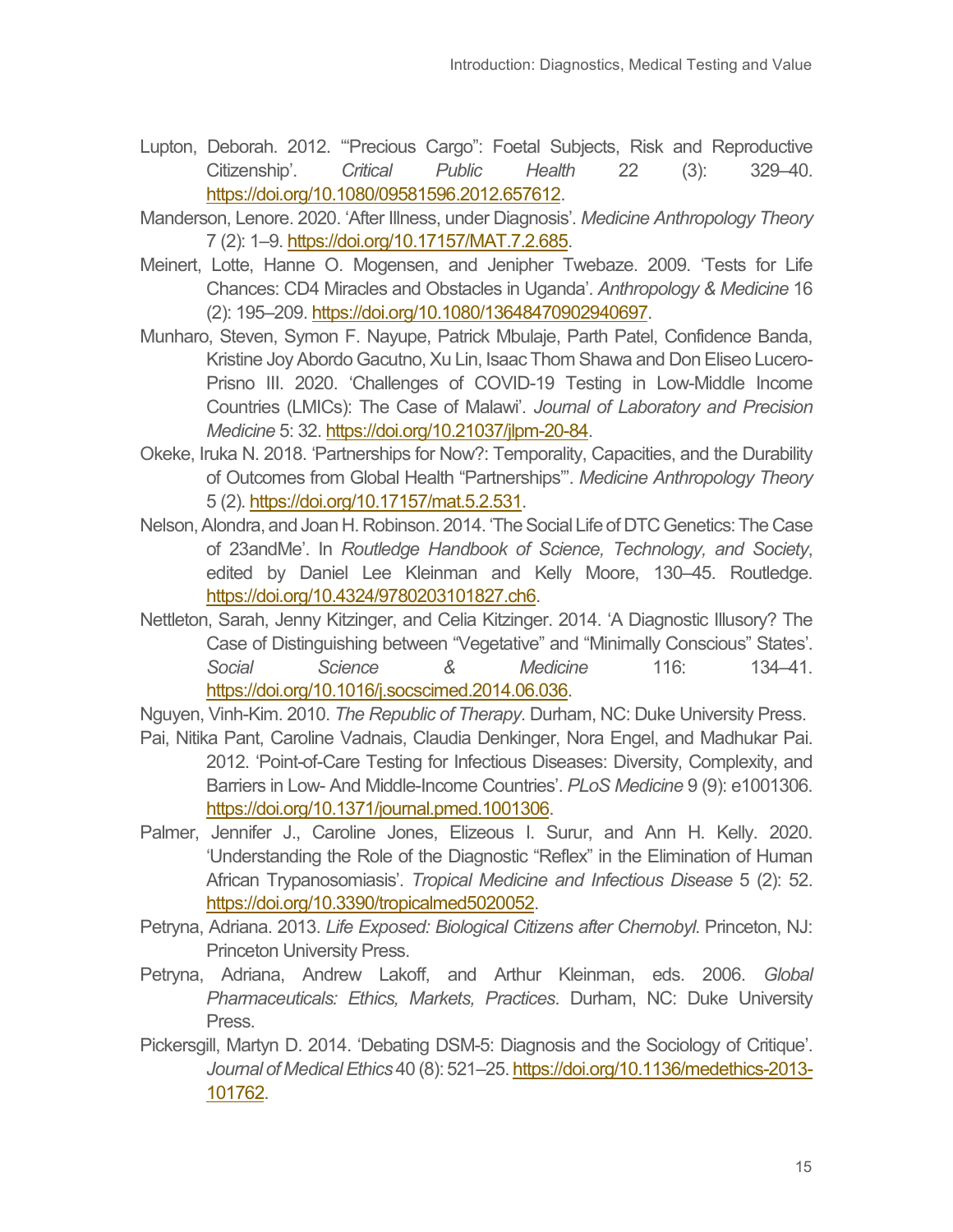Lupton, Deborah. 2012. '"Precious Cargo": Foetal Subjects, Risk and Reproductive Citizenship'. *Critical Public Health* 22 (3): 329–40. https://doi.org/10.1080/09581596.2012.657612.

Manderson, Lenore. 2020. 'After Illness, under Diagnosis'. *Medicine Anthropology Theory* 7 (2): 1–9. https://doi.org/10.17157/MAT.7.2.685.

Meinert, Lotte, Hanne O. Mogensen, and Jenipher Twebaze. 2009. 'Tests for Life Chances: CD4 Miracles and Obstacles in Uganda'. *Anthropology & Medicine* 16 (2): 195–209. https://doi.org/10.1080/13648470902940697.

Munharo, Steven, Symon F. Nayupe, Patrick Mbulaje, Parth Patel, Confidence Banda, Kristine Joy Abordo Gacutno, Xu Lin, Isaac Thom Shawa and Don Eliseo Lucero-Prisno III. 2020. 'Challenges of COVID-19 Testing in Low-Middle Income Countries (LMICs): The Case of Malawi'. *Journal of Laboratory and Precision Medicine* 5: 32. https://doi.org/10.21037/jlpm-20-84.

Okeke, Iruka N. 2018. 'Partnerships for Now?: Temporality, Capacities, and the Durability of Outcomes from Global Health "Partnerships"'. *Medicine Anthropology Theory* 5 (2). https://doi.org/10.17157/mat.5.2.531.

Nelson, Alondra, and Joan H. Robinson. 2014. 'The Social Life of DTC Genetics: The Case of 23andMe'. In *Routledge Handbook of Science, Technology, and Society*, edited by Daniel Lee Kleinman and Kelly Moore, 130–45. Routledge. https://doi.org/10.4324/9780203101827.ch6.

Nettleton, Sarah, Jenny Kitzinger, and Celia Kitzinger. 2014. 'A Diagnostic Illusory? The Case of Distinguishing between "Vegetative" and "Minimally Conscious" States'. *Social Science & Medicine* 116: 134–41. https://doi.org/10.1016/j.socscimed.2014.06.036.

Nguyen, Vinh-Kim. 2010. *The Republic of Therapy*. Durham, NC: Duke University Press.

Pai, Nitika Pant, Caroline Vadnais, Claudia Denkinger, Nora Engel, and Madhukar Pai. 2012. 'Point-of-Care Testing for Infectious Diseases: Diversity, Complexity, and Barriers in Low- And Middle-Income Countries'. *PLoS Medicine* 9 (9): e1001306. https://doi.org/10.1371/journal.pmed.1001306.

Palmer, Jennifer J., Caroline Jones, Elizeous I. Surur, and Ann H. Kelly. 2020. 'Understanding the Role of the Diagnostic "Reflex" in the Elimination of Human African Trypanosomiasis'. *Tropical Medicine and Infectious Disease* 5 (2): 52. https://doi.org/10.3390/tropicalmed5020052.

Petryna, Adriana. 2013. *Life Exposed: Biological Citizens after Chernobyl*. Princeton, NJ: Princeton University Press.

Petryna, Adriana, Andrew Lakoff, and Arthur Kleinman, eds. 2006. *Global Pharmaceuticals: Ethics, Markets, Practices*. Durham, NC: Duke University Press.

Pickersgill, Martyn D. 2014. 'Debating DSM-5: Diagnosis and the Sociology of Critique'. *Journal of Medical Ethics* 40 (8): 521–25. https://doi.org/10.1136/medethics-2013-101762.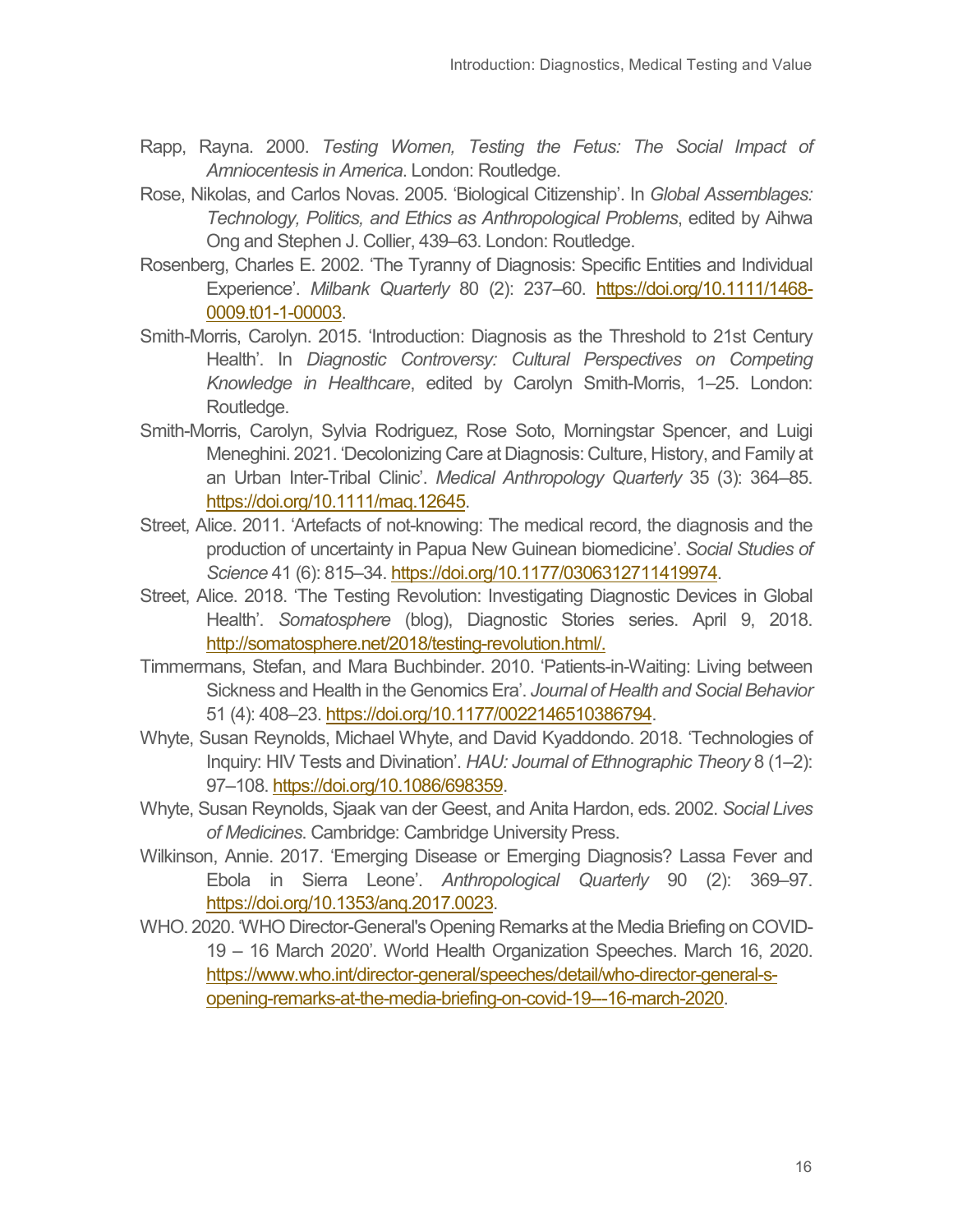Rapp, Rayna. 2000. *Testing Women, Testing the Fetus: The Social Impact of Amniocentesis in America*. London: Routledge.

Rose, Nikolas, and Carlos Novas. 2005. 'Biological Citizenship'. In *Global Assemblages: Technology, Politics, and Ethics as Anthropological Problems*, edited by Aihwa Ong and Stephen J. Collier, 439–63. London: Routledge.

Rosenberg, Charles E. 2002. 'The Tyranny of Diagnosis: Specific Entities and Individual Experience'. *Milbank Quarterly* 80 (2): 237–60. https://doi.org/10.1111/1468-0009.t01-1-00003.

Smith-Morris, Carolyn. 2015. 'Introduction: Diagnosis as the Threshold to 21st Century Health'. In *Diagnostic Controversy: Cultural Perspectives on Competing Knowledge in Healthcare*, edited by Carolyn Smith-Morris, 1–25. London: Routledge.

Smith-Morris, Carolyn, Sylvia Rodriguez, Rose Soto, Morningstar Spencer, and Luigi Meneghini. 2021. 'Decolonizing Care at Diagnosis: Culture, History, and Family at an Urban Inter-Tribal Clinic'. *Medical Anthropology Quarterly* 35 (3): 364–85. https://doi.org/10.1111/maq.12645.

Street, Alice. 2011. 'Artefacts of not-knowing: The medical record, the diagnosis and the production of uncertainty in Papua New Guinean biomedicine'. *Social Studies of Science* 41 (6): 815–34. https://doi.org/10.1177/0306312711419974.

Street, Alice. 2018. 'The Testing Revolution: Investigating Diagnostic Devices in Global Health'. *Somatosphere* (blog), Diagnostic Stories series. April 9, 2018. http://somatosphere.net/2018/testing-revolution.html/.

Timmermans, Stefan, and Mara Buchbinder. 2010. 'Patients-in-Waiting: Living between Sickness and Health in the Genomics Era'. *Journal of Health and Social Behavior* 51 (4): 408–23. https://doi.org/10.1177/0022146510386794.

Whyte, Susan Reynolds, Michael Whyte, and David Kyaddondo. 2018. 'Technologies of Inquiry: HIV Tests and Divination'. *HAU: Journal of Ethnographic Theory* 8 (1–2): 97–108. https://doi.org/10.1086/698359.

Whyte, Susan Reynolds, Sjaak van der Geest, and Anita Hardon, eds. 2002. *Social Lives of Medicines*. Cambridge: Cambridge University Press.

Wilkinson, Annie. 2017. 'Emerging Disease or Emerging Diagnosis? Lassa Fever and Ebola in Sierra Leone'. *Anthropological Quarterly* 90 (2): 369–97. https://doi.org/10.1353/anq.2017.0023.

WHO. 2020. 'WHO Director-General's Opening Remarks at the Media Briefing on COVID-19 – 16 March 2020'. World Health Organization Speeches. March 16, 2020. https://www.who.int/director-general/speeches/detail/who-director-general-s-opening-remarks-at-the-media-briefing-on-covid-19---16-march-2020.